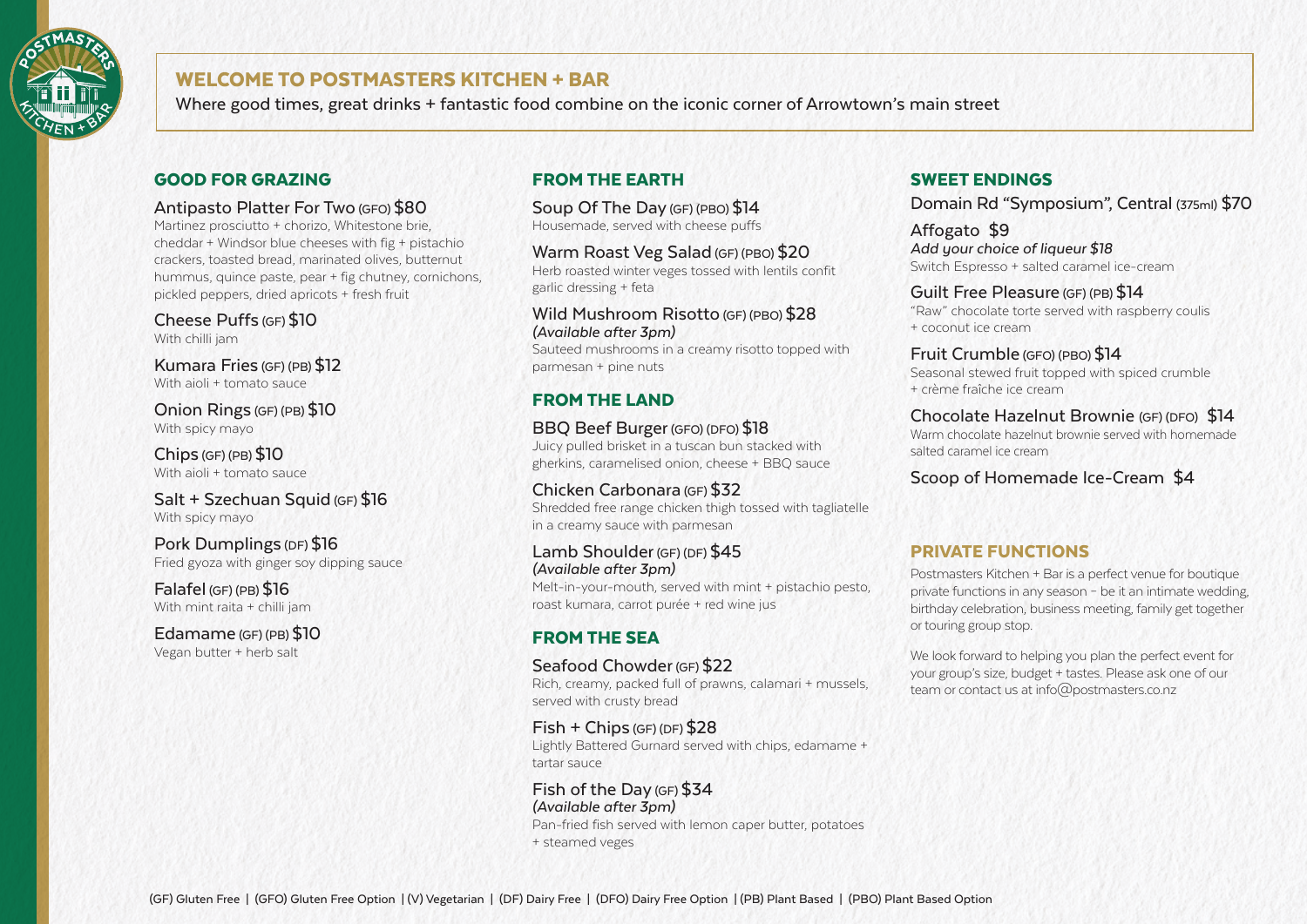# WELCOME TO POSTMASTERS KITCHEN + BAR

Where good times, great drinks + fantastic food combine on the iconic corner of Arrowtown's main street

## GOOD FOR GRAZING

**Antipasto Platter For Two** (GFO) **$80**
Martinez prosciutto + chorizo, Whitestone brie, cheddar + Windsor blue cheeses with fig + pistachio crackers, toasted bread, marinated olives, butternut hummus, quince paste, pear + fig chutney, cornichons, pickled peppers, dried apricots + fresh fruit

**Cheese Puffs** (GF) **$10**
With chilli jam

**Kumara Fries** (GF) (PB) **$12**
With aioli + tomato sauce

**Onion Rings** (GF) (PB) **$10**
With spicy mayo

**Chips** (GF) (PB) **$10**
With aioli + tomato sauce

**Salt + Szechuan Squid** (GF) **$16**
With spicy mayo

**Pork Dumplings** (DF) **$16**
Fried gyoza with ginger soy dipping sauce

**Falafel** (GF) (PB) **$16**
With mint raita + chilli jam

**Edamame** (GF) (PB) **$10**
Vegan butter + herb salt

## FROM THE EARTH

**Soup Of The Day** (GF) (PBO) **$14**
Housemade, served with cheese puffs

**Warm Roast Veg Salad** (GF) (PBO) **$20**
Herb roasted winter veges tossed with lentils confit garlic dressing + feta

**Wild Mushroom Risotto** (GF) (PBO) **$28**
*(Available after 3pm)*
Sauteed mushrooms in a creamy risotto topped with parmesan + pine nuts

## FROM THE LAND

**BBQ Beef Burger** (GFO) (DFO) **$18**
Juicy pulled brisket in a tuscan bun stacked with gherkins, caramelised onion, cheese + BBQ sauce

**Chicken Carbonara** (GF) **$32**
Shredded free range chicken thigh tossed with tagliatelle in a creamy sauce with parmesan

**Lamb Shoulder** (GF) (DF) **$45**
*(Available after 3pm)*
Melt-in-your-mouth, served with mint + pistachio pesto, roast kumara, carrot purée + red wine jus

## FROM THE SEA

**Seafood Chowder** (GF) **$22**
Rich, creamy, packed full of prawns, calamari + mussels, served with crusty bread

**Fish + Chips** (GF) (DF) **$28**
Lightly Battered Gurnard served with chips, edamame + tartar sauce

**Fish of the Day** (GF) **$34**
*(Available after 3pm)*
Pan-fried fish served with lemon caper butter, potatoes + steamed veges

## SWEET ENDINGS

**Domain Rd "Symposium", Central** (375ml) **$70**

**Affogato $9**
*Add your choice of liqueur $18*
Switch Espresso + salted caramel ice-cream

**Guilt Free Pleasure** (GF) (PB) **$14**
"Raw" chocolate torte served with raspberry coulis + coconut ice cream

**Fruit Crumble** (GFO) (PBO) **$14**
Seasonal stewed fruit topped with spiced crumble + crème fraîche ice cream

**Chocolate Hazelnut Brownie** (GF) (DFO) **$14**
Warm chocolate hazelnut brownie served with homemade salted caramel ice cream

**Scoop of Homemade Ice-Cream $4**

## PRIVATE FUNCTIONS

Postmasters Kitchen + Bar is a perfect venue for boutique private functions in any season – be it an intimate wedding, birthday celebration, business meeting, family get together or touring group stop.

We look forward to helping you plan the perfect event for your group's size, budget + tastes. Please ask one of our team or contact us at info@postmasters.co.nz

(GF) Gluten Free | (GFO) Gluten Free Option | (V) Vegetarian | (DF) Dairy Free | (DFO) Dairy Free Option | (PB) Plant Based | (PBO) Plant Based Option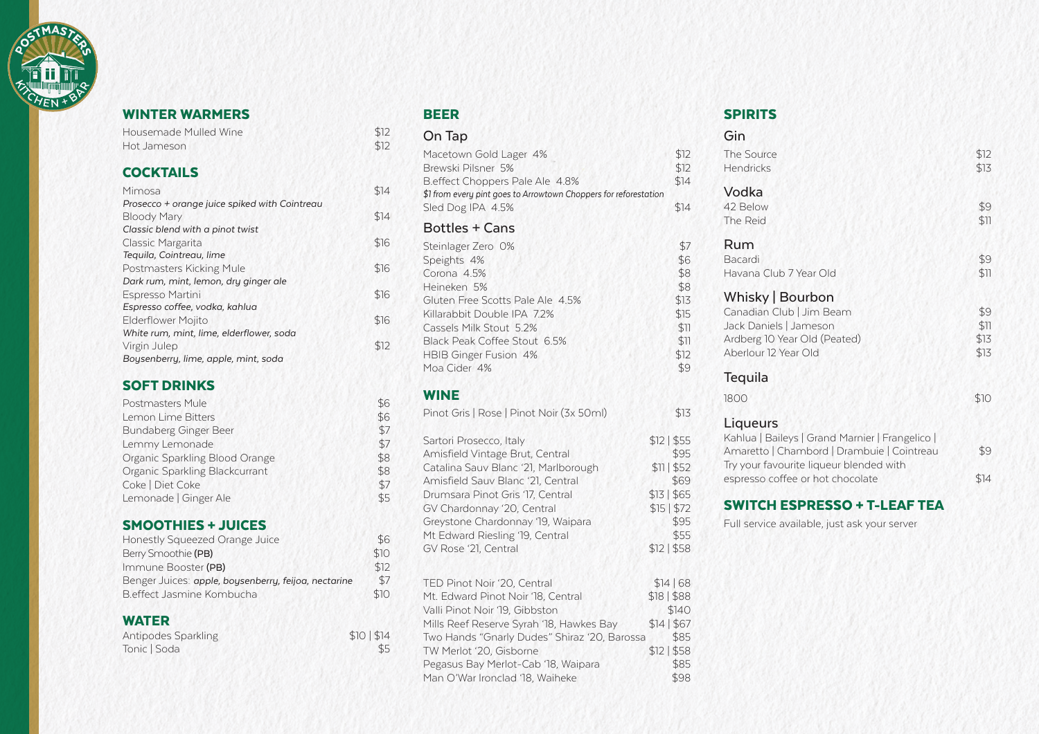## WINTER WARMERS

| | |
|---|---|
| Housemade Mulled Wine | $12 |
| Hot Jameson | $12 |

## COCKTAILS

| | |
|---|---|
| Mimosa<br>*Prosecco + orange juice spiked with Cointreau* | $14 |
| Bloody Mary<br>*Classic blend with a pinot twist* | $14 |
| Classic Margarita<br>*Tequila, Cointreau, lime* | $16 |
| Postmasters Kicking Mule<br>*Dark rum, mint, lemon, dry ginger ale* | $16 |
| Espresso Martini<br>*Espresso coffee, vodka, kahlua* | $16 |
| Elderflower Mojito<br>*White rum, mint, lime, elderflower, soda* | $16 |
| Virgin Julep<br>*Boysenberry, lime, apple, mint, soda* | $12 |

## SOFT DRINKS

| | |
|---|---|
| Postmasters Mule | $6 |
| Lemon Lime Bitters | $6 |
| Bundaberg Ginger Beer | $7 |
| Lemmy Lemonade | $7 |
| Organic Sparkling Blood Orange | $8 |
| Organic Sparkling Blackcurrant | $8 |
| Coke \| Diet Coke | $7 |
| Lemonade \| Ginger Ale | $5 |

## SMOOTHIES + JUICES

| | |
|---|---|
| Honestly Squeezed Orange Juice | $6 |
| Berry Smoothie **(PB)** | $10 |
| Immune Booster **(PB)** | $12 |
| Benger Juices: ***apple, boysenberry, feijoa, nectarine*** | $7 |
| B.effect Jasmine Kombucha | $10 |

## WATER

| | |
|---|---|
| Antipodes Sparkling | $10 \| $14 |
| Tonic \| Soda | $5 |

## BEER

### On Tap

| | |
|---|---|
| Macetown Gold Lager 4% | $12 |
| Brewski Pilsner 5% | $12 |
| B.effect Choppers Pale Ale 4.8%<br>*$1 from every pint goes to Arrowtown Choppers for reforestation* | $14 |
| Sled Dog IPA 4.5% | $14 |

### Bottles + Cans

| | |
|---|---|
| Steinlager Zero 0% | $7 |
| Speights 4% | $6 |
| Corona 4.5% | $8 |
| Heineken 5% | $8 |
| Gluten Free Scotts Pale Ale 4.5% | $13 |
| Killarabbit Double IPA 7.2% | $15 |
| Cassels Milk Stout 5.2% | $11 |
| Black Peak Coffee Stout 6.5% | $11 |
| HBIB Ginger Fusion 4% | $12 |
| Moa Cider 4% | $9 |

## WINE

| | |
|---|---|
| Pinot Gris \| Rose \| Pinot Noir (3x 50ml) | $13 |
| Sartori Prosecco, Italy | $12 \| $55 |
| Amisfield Vintage Brut, Central | $95 |
| Catalina Sauv Blanc '21, Marlborough | $11 \| $52 |
| Amisfield Sauv Blanc '21, Central | $69 |
| Drumsara Pinot Gris '17, Central | $13 \| $65 |
| GV Chardonnay '20, Central | $15 \| $72 |
| Greystone Chardonnay '19, Waipara | $95 |
| Mt Edward Riesling '19, Central | $55 |
| GV Rose '21, Central | $12 \| $58 |
| TED Pinot Noir '20, Central | $14 \| 68 |
| Mt. Edward Pinot Noir '18, Central | $18 \| $88 |
| Valli Pinot Noir '19, Gibbston | $140 |
| Mills Reef Reserve Syrah '18, Hawkes Bay | $14 \| $67 |
| Two Hands "Gnarly Dudes" Shiraz '20, Barossa | $85 |
| TW Merlot '20, Gisborne | $12 \| $58 |
| Pegasus Bay Merlot-Cab '18, Waipara | $85 |
| Man O'War Ironclad '18, Waiheke | $98 |

## SPIRITS

### Gin

| | |
|---|---|
| The Source | $12 |
| Hendricks | $13 |

### Vodka

| | |
|---|---|
| 42 Below | $9 |
| The Reid | $11 |

### Rum

| | |
|---|---|
| Bacardi | $9 |
| Havana Club 7 Year Old | $11 |

### Whisky | Bourbon

| | |
|---|---|
| Canadian Club \| Jim Beam | $9 |
| Jack Daniels \| Jameson | $11 |
| Ardberg 10 Year Old (Peated) | $13 |
| Aberlour 12 Year Old | $13 |

### Tequila

| | |
|---|---|
| 1800 | $10 |

### Liqueurs

| | |
|---|---|
| Kahlua \| Baileys \| Grand Marnier \| Frangelico \| Amaretto \| Chambord \| Drambuie \| Cointreau | $9 |
| Try your favourite liqueur blended with espresso coffee or hot chocolate | $14 |

## SWITCH ESPRESSO + T-LEAF TEA

Full service available, just ask your server